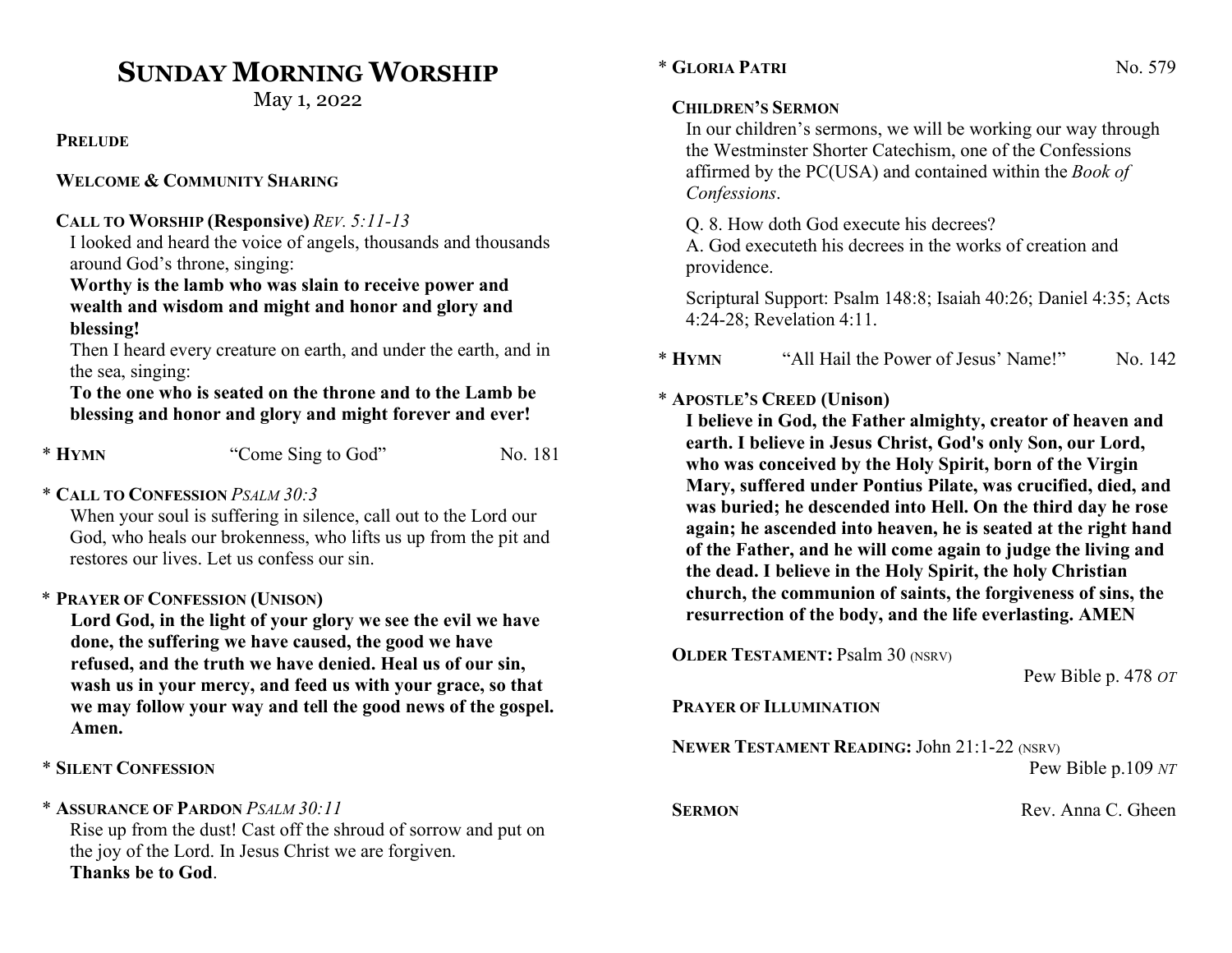# SUNDAY MORNING WORSHIP

May 1, 2022

**PRELUDE**

**WELCOME & COMMUNITY SHARING**

**CALL TO WORSHIP (Responsive)** *REV. 5:11-13*

I looked and heard the voice of angels, thousands and thousands around God's throne, singing:

**Worthy is the lamb who was slain to receive power and wealth and wisdom and might and honor and glory and blessing!**

Then I heard every creature on earth, and under the earth, and in the sea, singing:

**To the one who is seated on the throne and to the Lamb be blessing and honor and glory and might forever and ever!**

\* **HYMN** "Come Sing to God" No. 181

\* **CALL TO CONFESSION** *PSALM 30:3*

When your soul is suffering in silence, call out to the Lord our God, who heals our brokenness, who lifts us up from the pit and restores our lives. Let us confess our sin.

\* **PRAYER OF CONFESSION (UNISON)**

**Lord God, in the light of your glory we see the evil we have done, the suffering we have caused, the good we have refused, and the truth we have denied. Heal us of our sin, wash us in your mercy, and feed us with your grace, so that we may follow your way and tell the good news of the gospel. Amen.**

\* **SILENT CONFESSION**

\* **ASSURANCE OF PARDON** *PSALM 30:11*

Rise up from the dust! Cast off the shroud of sorrow and put on the joy of the Lord. In Jesus Christ we are forgiven.
**Thanks be to God**.

\* **GLORIA PATRI** No. 579

**CHILDREN'S SERMON**

In our children's sermons, we will be working our way through the Westminster Shorter Catechism, one of the Confessions affirmed by the PC(USA) and contained within the *Book of Confessions*.

Q. 8. How doth God execute his decrees?
A. God executeth his decrees in the works of creation and providence.

Scriptural Support: Psalm 148:8; Isaiah 40:26; Daniel 4:35; Acts 4:24-28; Revelation 4:11.

\* **HYMN** "All Hail the Power of Jesus' Name!" No. 142

\* **APOSTLE'S CREED (Unison)**

**I believe in God, the Father almighty, creator of heaven and earth. I believe in Jesus Christ, God's only Son, our Lord, who was conceived by the Holy Spirit, born of the Virgin Mary, suffered under Pontius Pilate, was crucified, died, and was buried; he descended into Hell. On the third day he rose again; he ascended into heaven, he is seated at the right hand of the Father, and he will come again to judge the living and the dead. I believe in the Holy Spirit, the holy Christian church, the communion of saints, the forgiveness of sins, the resurrection of the body, and the life everlasting. AMEN**

**OLDER TESTAMENT:** Psalm 30 (NSRV)
Pew Bible p. 478 *OT*

**PRAYER OF ILLUMINATION**

**NEWER TESTAMENT READING:** John 21:1-22 (NSRV)
Pew Bible p.109 *NT*

**SERMON** Rev. Anna C. Gheen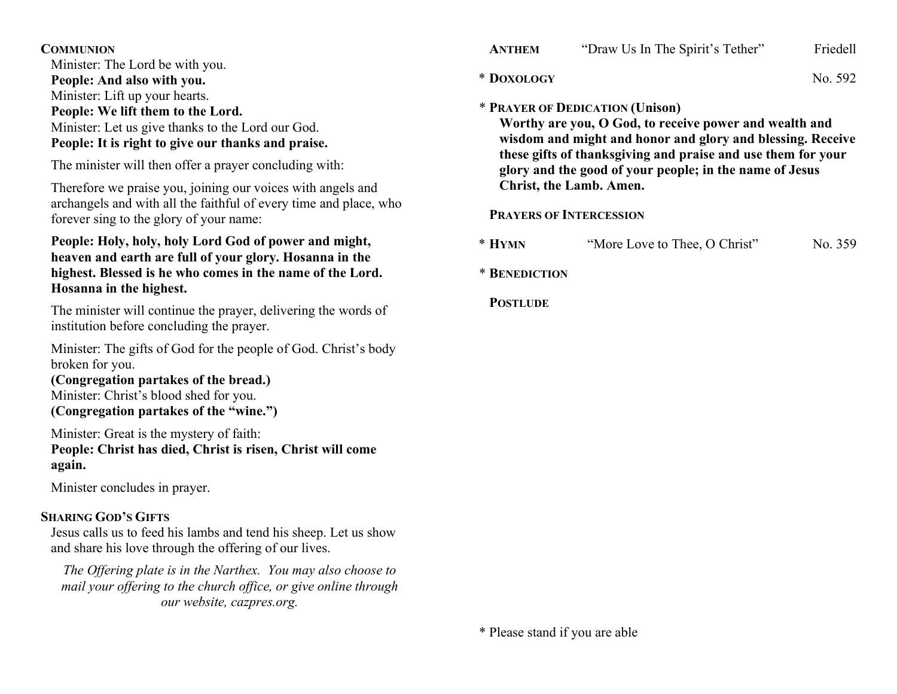## COMMUNION

Minister: The Lord be with you.
**People: And also with you.**
Minister: Lift up your hearts.
**People: We lift them to the Lord.**
Minister: Let us give thanks to the Lord our God.
**People: It is right to give our thanks and praise.**

The minister will then offer a prayer concluding with:

Therefore we praise you, joining our voices with angels and archangels and with all the faithful of every time and place, who forever sing to the glory of your name:

**People: Holy, holy, holy Lord God of power and might, heaven and earth are full of your glory. Hosanna in the highest. Blessed is he who comes in the name of the Lord. Hosanna in the highest.**

The minister will continue the prayer, delivering the words of institution before concluding the prayer.

Minister: The gifts of God for the people of God. Christ's body broken for you.
**(Congregation partakes of the bread.)**
Minister: Christ's blood shed for you.
**(Congregation partakes of the "wine.")**

Minister: Great is the mystery of faith:
**People: Christ has died, Christ is risen, Christ will come again.**

Minister concludes in prayer.

## SHARING GOD'S GIFTS

Jesus calls us to feed his lambs and tend his sheep. Let us show and share his love through the offering of our lives.

*The Offering plate is in the Narthex. You may also choose to mail your offering to the church office, or give online through our website, cazpres.org.*

**ANTHEM** "Draw Us In The Spirit's Tether" Friedell

* **DOXOLOGY** No. 592

* **PRAYER OF DEDICATION (Unison)**
**Worthy are you, O God, to receive power and wealth and wisdom and might and honor and glory and blessing. Receive these gifts of thanksgiving and praise and use them for your glory and the good of your people; in the name of Jesus Christ, the Lamb. Amen.**

**PRAYERS OF INTERCESSION**

* **HYMN** "More Love to Thee, O Christ" No. 359

* **BENEDICTION**

**POSTLUDE**

* Please stand if you are able